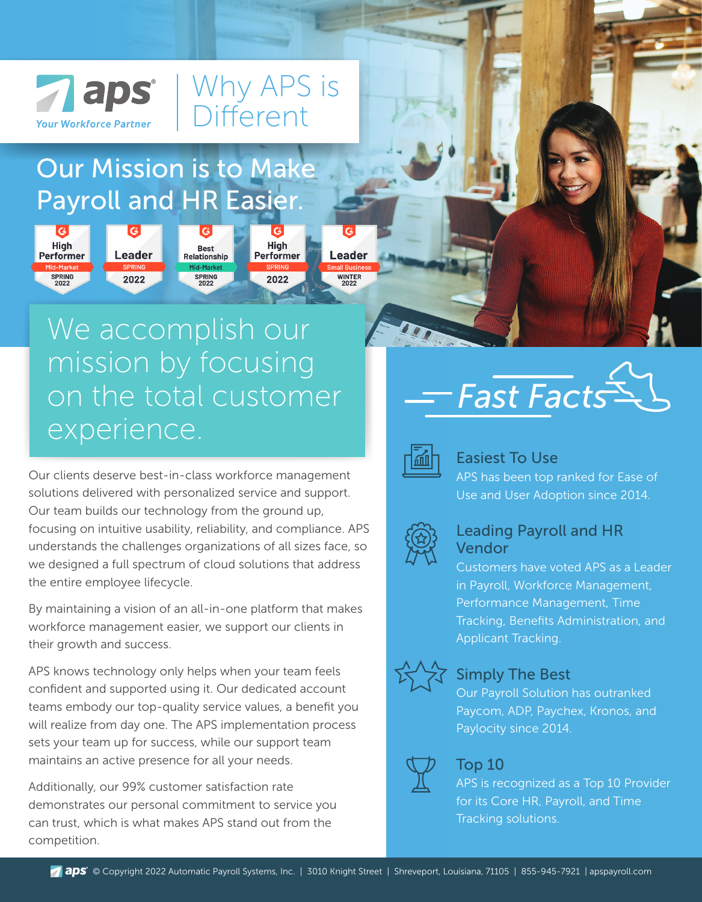aps® Your Workforce Partner

# Why APS is Different

## Our Mission is to Make Payroll and HR Easier.

High Performer Mid-Market SPRING 2022 | Leader SPRING 2022 | Best Relationship Mid-Market SPRING 2022 | High Performer SPRING 2022 | Leader Small Business WINTER 2022

## We accomplish our mission by focusing on the total customer experience.

Our clients deserve best-in-class workforce management solutions delivered with personalized service and support. Our team builds our technology from the ground up, focusing on intuitive usability, reliability, and compliance. APS understands the challenges organizations of all sizes face, so we designed a full spectrum of cloud solutions that address the entire employee lifecycle.

By maintaining a vision of an all-in-one platform that makes workforce management easier, we support our clients in their growth and success.

APS knows technology only helps when your team feels confident and supported using it. Our dedicated account teams embody our top-quality service values, a benefit you will realize from day one. The APS implementation process sets your team up for success, while our support team maintains an active presence for all your needs.

Additionally, our 99% customer satisfaction rate demonstrates our personal commitment to service you can trust, which is what makes APS stand out from the competition.

## *Fast Facts*

### Easiest To Use

APS has been top ranked for Ease of Use and User Adoption since 2014.

### Leading Payroll and HR Vendor

Customers have voted APS as a Leader in Payroll, Workforce Management, Performance Management, Time Tracking, Benefits Administration, and Applicant Tracking.

### Simply The Best

Our Payroll Solution has outranked Paycom, ADP, Paychex, Kronos, and Paylocity since 2014.

### Top 10

APS is recognized as a Top 10 Provider for its Core HR, Payroll, and Time Tracking solutions.

aps® © Copyright 2022 Automatic Payroll Systems, Inc. | 3010 Knight Street | Shreveport, Louisiana, 71105 | 855-945-7921 | apspayroll.com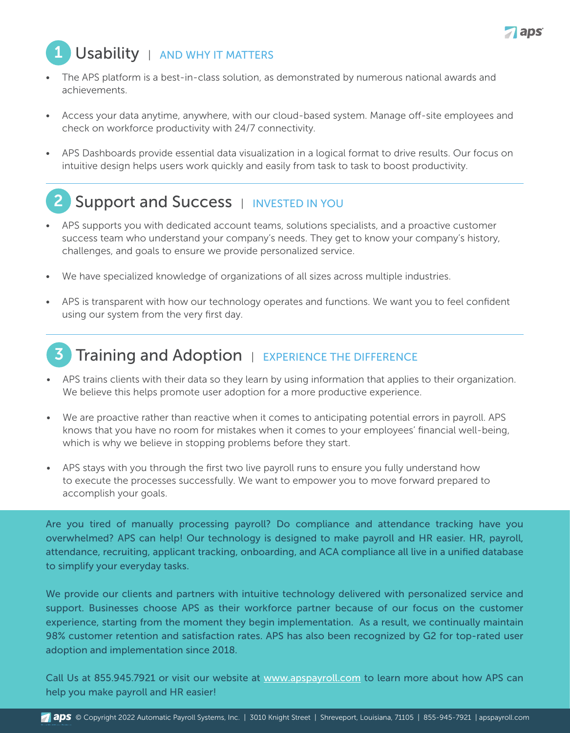## 1 Usability | AND WHY IT MATTERS

- The APS platform is a best-in-class solution, as demonstrated by numerous national awards and achievements.
- Access your data anytime, anywhere, with our cloud-based system. Manage off-site employees and check on workforce productivity with 24/7 connectivity.
- APS Dashboards provide essential data visualization in a logical format to drive results. Our focus on intuitive design helps users work quickly and easily from task to task to boost productivity.

## 2 Support and Success | INVESTED IN YOU

- APS supports you with dedicated account teams, solutions specialists, and a proactive customer success team who understand your company's needs. They get to know your company's history, challenges, and goals to ensure we provide personalized service.
- We have specialized knowledge of organizations of all sizes across multiple industries.
- APS is transparent with how our technology operates and functions. We want you to feel confident using our system from the very first day.

## 3 Training and Adoption | EXPERIENCE THE DIFFERENCE

- APS trains clients with their data so they learn by using information that applies to their organization. We believe this helps promote user adoption for a more productive experience.
- We are proactive rather than reactive when it comes to anticipating potential errors in payroll. APS knows that you have no room for mistakes when it comes to your employees' financial well-being, which is why we believe in stopping problems before they start.
- APS stays with you through the first two live payroll runs to ensure you fully understand how to execute the processes successfully. We want to empower you to move forward prepared to accomplish your goals.

Are you tired of manually processing payroll? Do compliance and attendance tracking have you overwhelmed? APS can help! Our technology is designed to make payroll and HR easier. HR, payroll, attendance, recruiting, applicant tracking, onboarding, and ACA compliance all live in a unified database to simplify your everyday tasks.

We provide our clients and partners with intuitive technology delivered with personalized service and support. Businesses choose APS as their workforce partner because of our focus on the customer experience, starting from the moment they begin implementation. As a result, we continually maintain 98% customer retention and satisfaction rates. APS has also been recognized by G2 for top-rated user adoption and implementation since 2018.

Call Us at 855.945.7921 or visit our website at [www.apspayroll.com](http://www.apspayroll.com) to learn more about how APS can help you make payroll and HR easier!

© Copyright 2022 Automatic Payroll Systems, Inc. | 3010 Knight Street | Shreveport, Louisiana, 71105 | 855-945-7921 | apspayroll.com